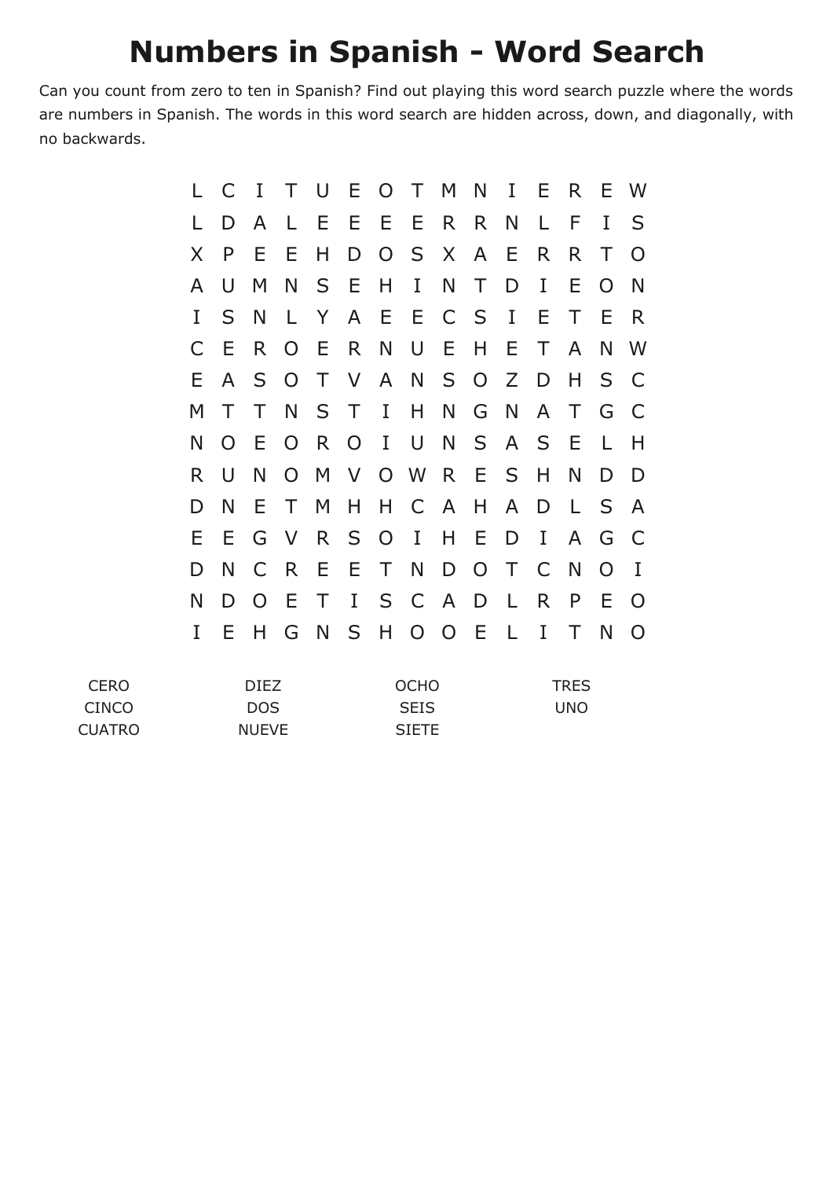# Numbers in Spanish - Word Search

Can you count from zero to ten in Spanish? Find out playing this word search puzzle where the words are numbers in Spanish. The words in this word search are hidden across, down, and diagonally, with no backwards.

```
L C I T U E O T M N I E R E W
L D A L E E E E R R N L F I S
X P E E H D O S X A E R R T O
A U M N S E H I N T D I E O N
I S N L Y A E E C S I E T E R
C E R O E R N U E H E T A N W
E A S O T V A N S O Z D H S C
M T T N S T I H N G N A T G C
N O E O R O I U N S A S E L H
R U N O M V O W R E S H N D D
D N E T M H H C A H A D L S A
E E G V R S O I H E D I A G C
D N C R E E T N D O T C N O I
N D O E T I S C A D L R P E O
I E H G N S H O O E L I T N O
```

| | | | |
|---|---|---|---|
| CERO | DIEZ | OCHO | TRES |
| CINCO | DOS | SEIS | UNO |
| CUATRO | NUEVE | SIETE | |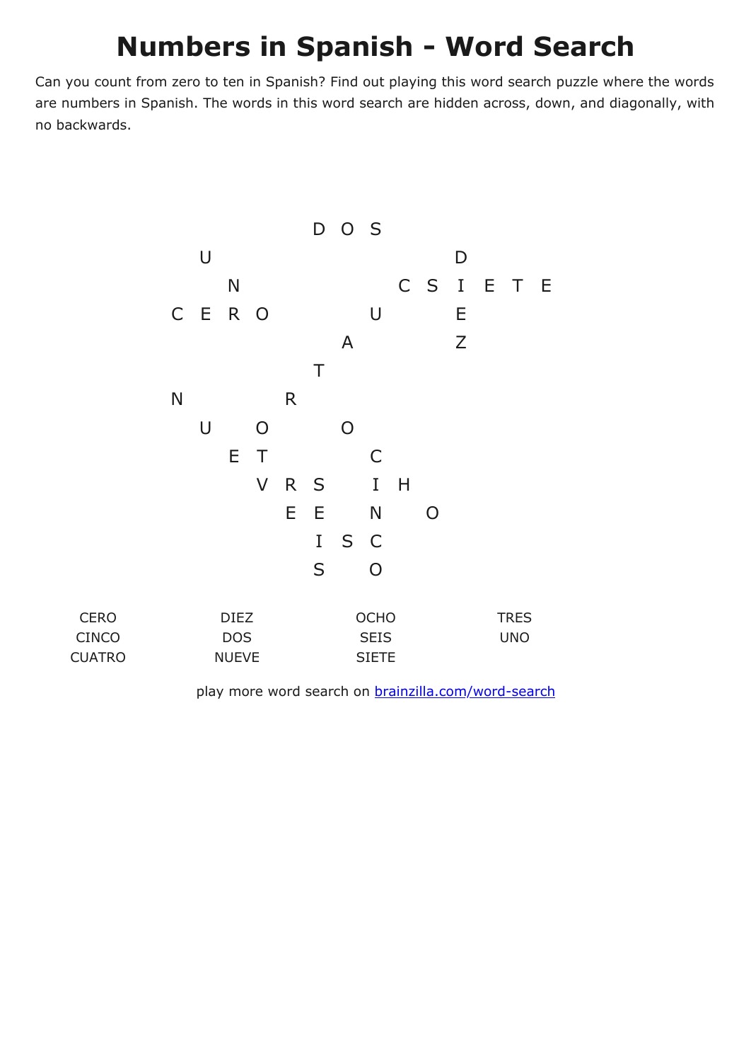# Numbers in Spanish - Word Search

Can you count from zero to ten in Spanish? Find out playing this word search puzzle where the words are numbers in Spanish. The words in this word search are hidden across, down, and diagonally, with no backwards.

```
                D O S
    U                       D
      N                 C S I E T E
  C E R O           U       E
                  A         Z
                T
  N         R
    U   O         O
      E T           C
        V R S       I H
          E E       N   O
            I   S   C
            S       O
```

| | | | |
|---|---|---|---|
| CERO | DIEZ | OCHO | TRES |
| CINCO | DOS | SEIS | UNO |
| CUATRO | NUEVE | SIETE | |

play more word search on brainzilla.com/word-search